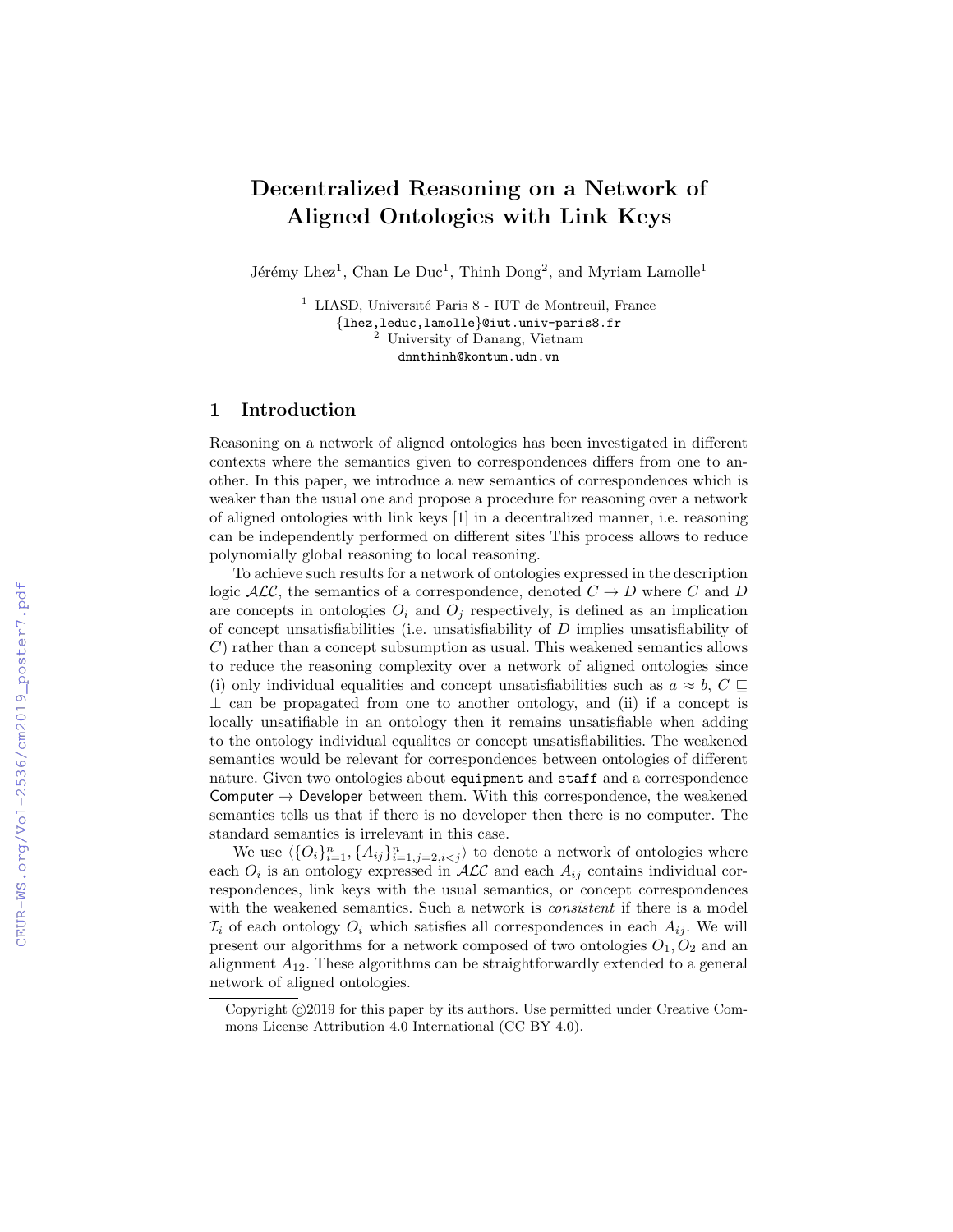# Decentralized Reasoning on a Network of Aligned Ontologies with Link Keys

Jérémy Lhez[1], Chan Le Duc[1], Thinh Dong[2], and Myriam Lamolle[1]

[1] LIASD, Université Paris 8 - IUT de Montreuil, France
{lhez,leduc,lamolle}@iut.univ-paris8.fr
[2] University of Danang, Vietnam
dnnthinh@kontum.udn.vn

## 1 Introduction

Reasoning on a network of aligned ontologies has been investigated in different contexts where the semantics given to correspondences differs from one to another. In this paper, we introduce a new semantics of correspondences which is weaker than the usual one and propose a procedure for reasoning over a network of aligned ontologies with link keys [1] in a decentralized manner, i.e. reasoning can be independently performed on different sites This process allows to reduce polynomially global reasoning to local reasoning.

To achieve such results for a network of ontologies expressed in the description logic $\mathcal{ALC}$, the semantics of a correspondence, denoted $C \rightarrow D$ where $C$ and $D$ are concepts in ontologies $O_i$ and $O_j$ respectively, is defined as an implication of concept unsatisfiabilities (i.e. unsatisfiability of $D$ implies unsatisfiability of $C$) rather than a concept subsumption as usual. This weakened semantics allows to reduce the reasoning complexity over a network of aligned ontologies since (i) only individual equalities and concept unsatisfiabilities such as $a \approx b$, $C \sqsubseteq \bot$ can be propagated from one to another ontology, and (ii) if a concept is locally unsatifiable in an ontology then it remains unsatisfiable when adding to the ontology individual equalites or concept unsatisfiabilities. The weakened semantics would be relevant for correspondences between ontologies of different nature. Given two ontologies about `equipment` and `staff` and a correspondence Computer $\rightarrow$ Developer between them. With this correspondence, the weakened semantics tells us that if there is no developer then there is no computer. The standard semantics is irrelevant in this case.

We use $\langle \{O_i\}_{i=1}^n, \{A_{ij}\}_{i=1,j=2,i<j}^n \rangle$ to denote a network of ontologies where each $O_i$ is an ontology expressed in $\mathcal{ALC}$ and each $A_{ij}$ contains individual correspondences, link keys with the usual semantics, or concept correspondences with the weakened semantics. Such a network is *consistent* if there is a model $\mathcal{I}_i$ of each ontology $O_i$ which satisfies all correspondences in each $A_{ij}$. We will present our algorithms for a network composed of two ontologies $O_1, O_2$ and an alignment $A_{12}$. These algorithms can be straightforwardly extended to a general network of aligned ontologies.

Copyright ©2019 for this paper by its authors. Use permitted under Creative Commons License Attribution 4.0 International (CC BY 4.0).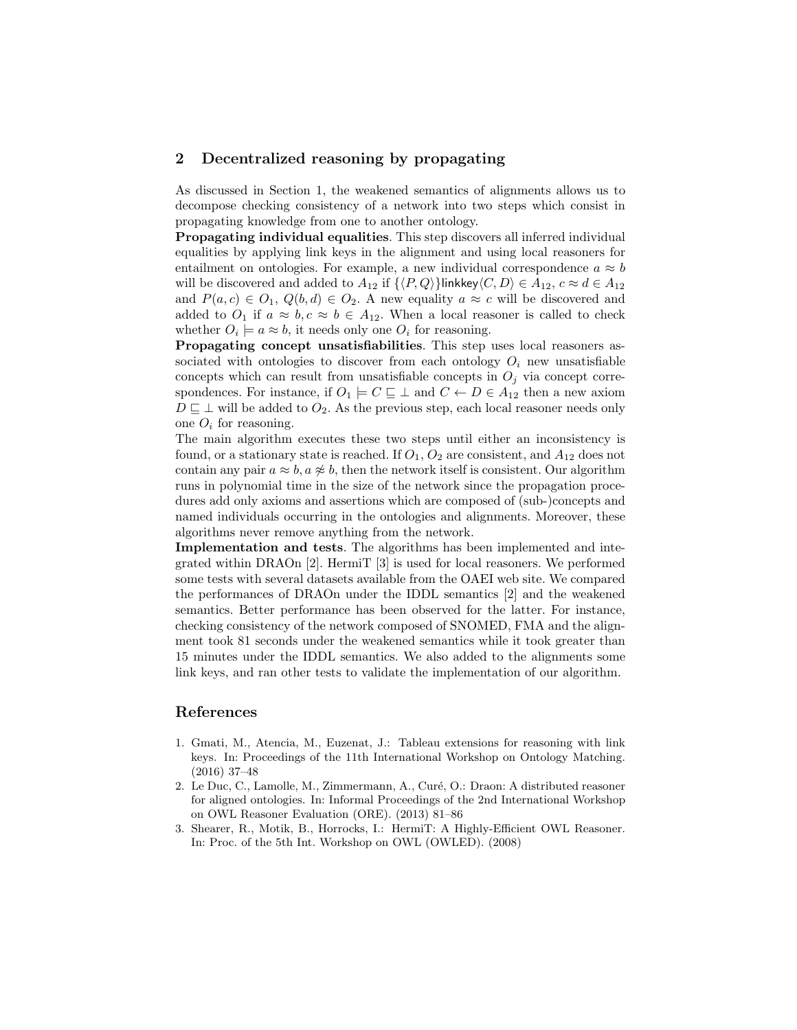## 2 Decentralized reasoning by propagating

As discussed in Section 1, the weakened semantics of alignments allows us to decompose checking consistency of a network into two steps which consist in propagating knowledge from one to another ontology.

**Propagating individual equalities**. This step discovers all inferred individual equalities by applying link keys in the alignment and using local reasoners for entailment on ontologies. For example, a new individual correspondence $a \approx b$ will be discovered and added to $A_{12}$ if $\{\langle P, Q\rangle\}\mathsf{linkkey}\langle C, D\rangle \in A_{12}$, $c \approx d \in A_{12}$ and $P(a, c) \in O_1$, $Q(b, d) \in O_2$. A new equality $a \approx c$ will be discovered and added to $O_1$ if $a \approx b, c \approx b \in A_{12}$. When a local reasoner is called to check whether $O_i \models a \approx b$, it needs only one $O_i$ for reasoning.

**Propagating concept unsatisfiabilities**. This step uses local reasoners associated with ontologies to discover from each ontology $O_i$ new unsatisfiable concepts which can result from unsatisfiable concepts in $O_j$ via concept correspondences. For instance, if $O_1 \models C \sqsubseteq \bot$ and $C \leftarrow D \in A_{12}$ then a new axiom $D \sqsubseteq \bot$ will be added to $O_2$. As the previous step, each local reasoner needs only one $O_i$ for reasoning.

The main algorithm executes these two steps until either an inconsistency is found, or a stationary state is reached. If $O_1, O_2$ are consistent, and $A_{12}$ does not contain any pair $a \approx b, a \not\approx b$, then the network itself is consistent. Our algorithm runs in polynomial time in the size of the network since the propagation procedures add only axioms and assertions which are composed of (sub-)concepts and named individuals occurring in the ontologies and alignments. Moreover, these algorithms never remove anything from the network.

**Implementation and tests**. The algorithms has been implemented and integrated within DRAOn [2]. HermiT [3] is used for local reasoners. We performed some tests with several datasets available from the OAEI web site. We compared the performances of DRAOn under the IDDL semantics [2] and the weakened semantics. Better performance has been observed for the latter. For instance, checking consistency of the network composed of SNOMED, FMA and the alignment took 81 seconds under the weakened semantics while it took greater than 15 minutes under the IDDL semantics. We also added to the alignments some link keys, and ran other tests to validate the implementation of our algorithm.

## References

1. Gmati, M., Atencia, M., Euzenat, J.: Tableau extensions for reasoning with link keys. In: Proceedings of the 11th International Workshop on Ontology Matching. (2016) 37–48
2. Le Duc, C., Lamolle, M., Zimmermann, A., Curé, O.: Draon: A distributed reasoner for aligned ontologies. In: Informal Proceedings of the 2nd International Workshop on OWL Reasoner Evaluation (ORE). (2013) 81–86
3. Shearer, R., Motik, B., Horrocks, I.: HermiT: A Highly-Efficient OWL Reasoner. In: Proc. of the 5th Int. Workshop on OWL (OWLED). (2008)